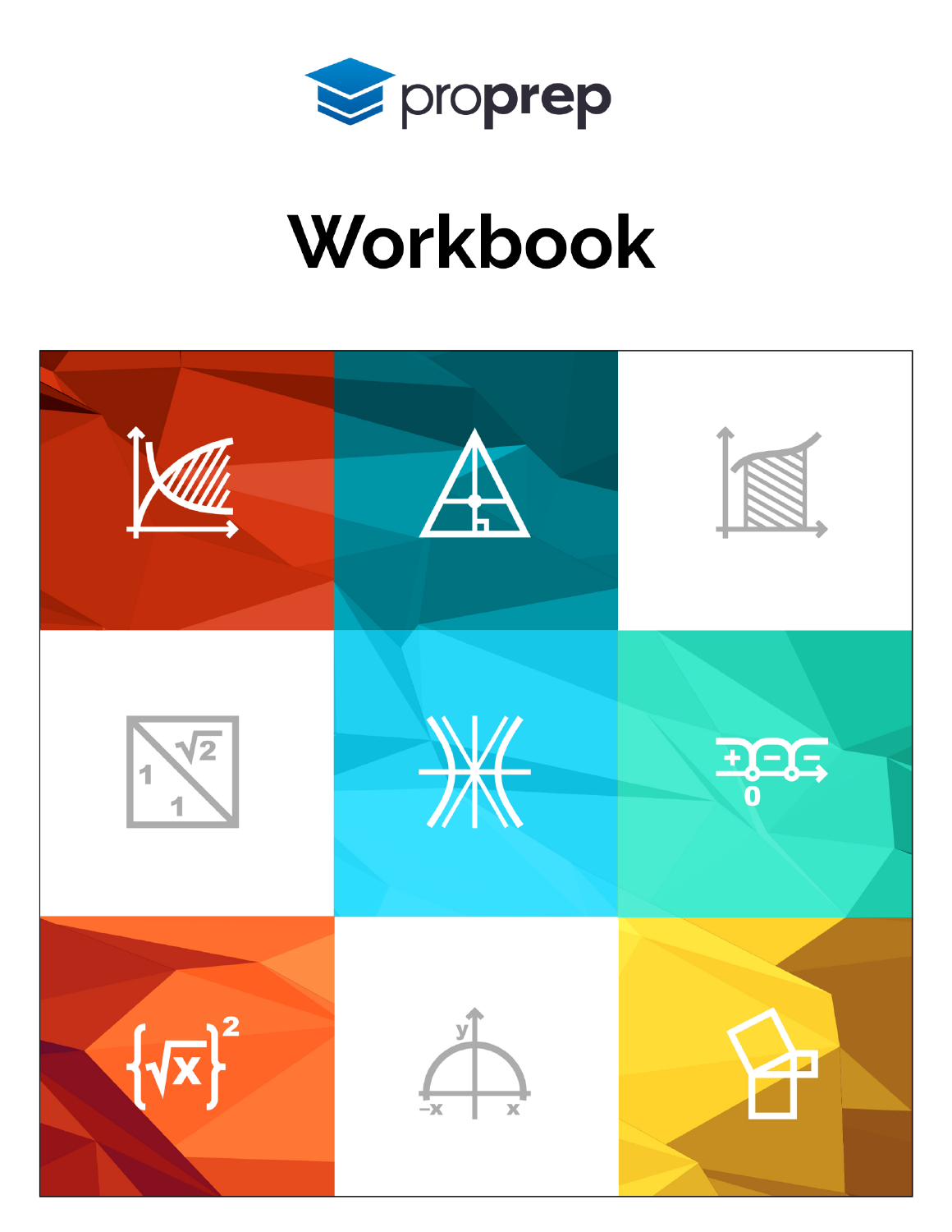proprep

# Workbook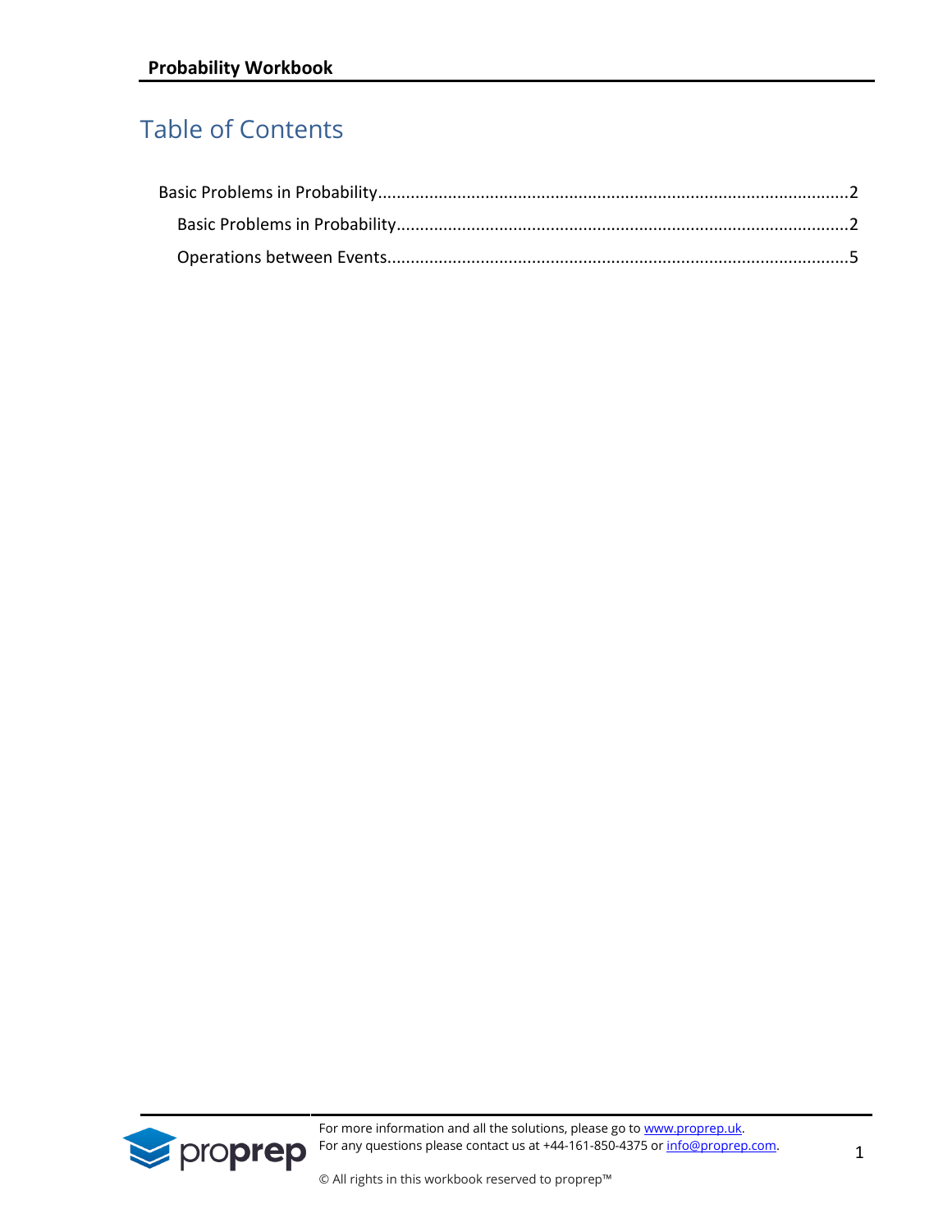# Table of Contents

Basic Problems in Probability....................................................................................................2

- Basic Problems in Probability................................................................................................2
- Operations between Events..................................................................................................5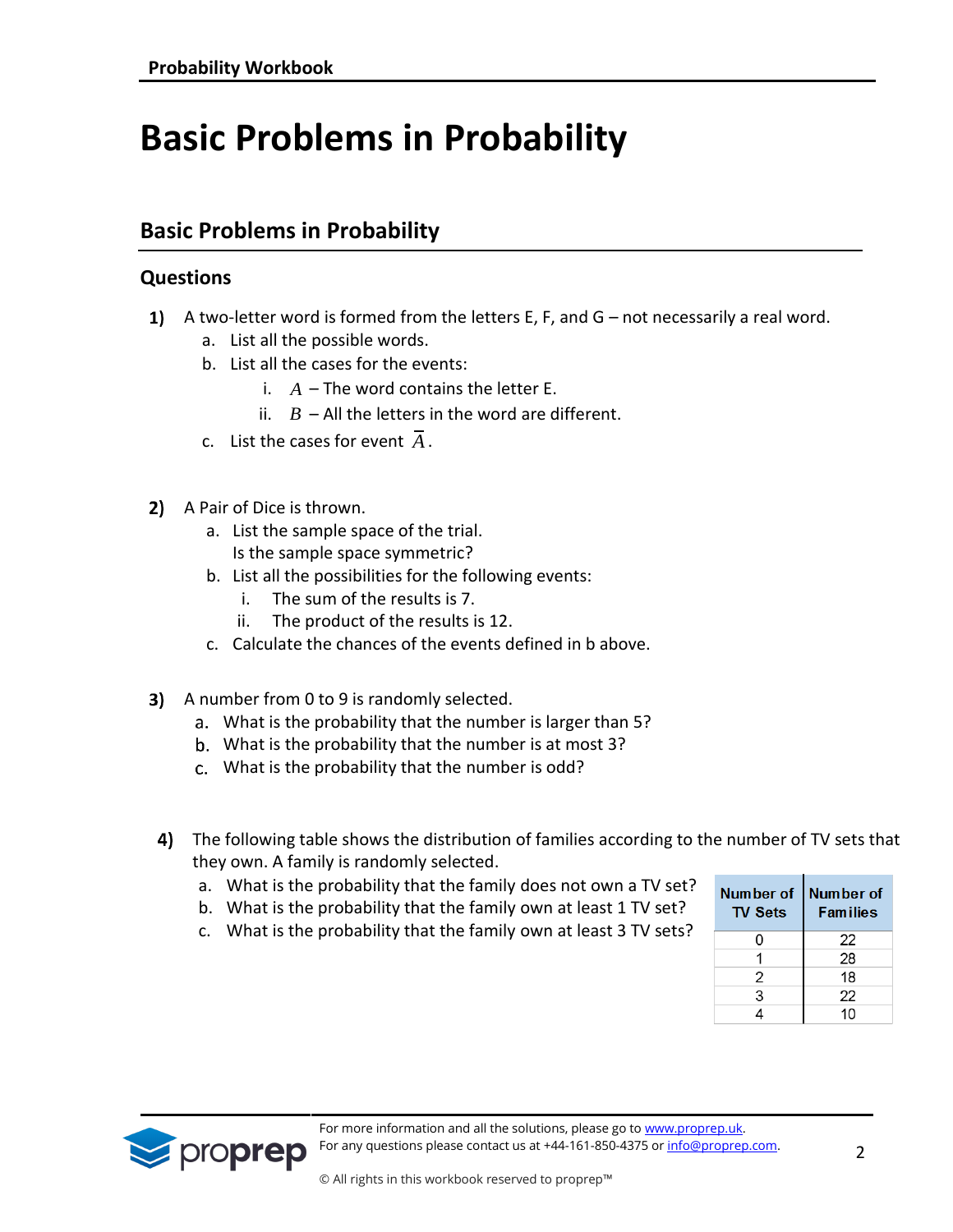# Basic Problems in Probability

## Basic Problems in Probability

### Questions

**1)** A two-letter word is formed from the letters E, F, and G – not necessarily a real word.

a. List all the possible words.

b. List all the cases for the events:

  i. $A$ – The word contains the letter E.

  ii. $B$ – All the letters in the word are different.

c. List the cases for event $\overline{A}$.

**2)** A Pair of Dice is thrown.

a. List the sample space of the trial.
   Is the sample space symmetric?

b. List all the possibilities for the following events:

  i. The sum of the results is 7.

  ii. The product of the results is 12.

c. Calculate the chances of the events defined in b above.

**3)** A number from 0 to 9 is randomly selected.

a. What is the probability that the number is larger than 5?

b. What is the probability that the number is at most 3?

c. What is the probability that the number is odd?

**4)** The following table shows the distribution of families according to the number of TV sets that they own. A family is randomly selected.

a. What is the probability that the family does not own a TV set?

b. What is the probability that the family own at least 1 TV set?

c. What is the probability that the family own at least 3 TV sets?

| Number of TV Sets | Number of Families |
|---|---|
| 0 | 22 |
| 1 | 28 |
| 2 | 18 |
| 3 | 22 |
| 4 | 10 |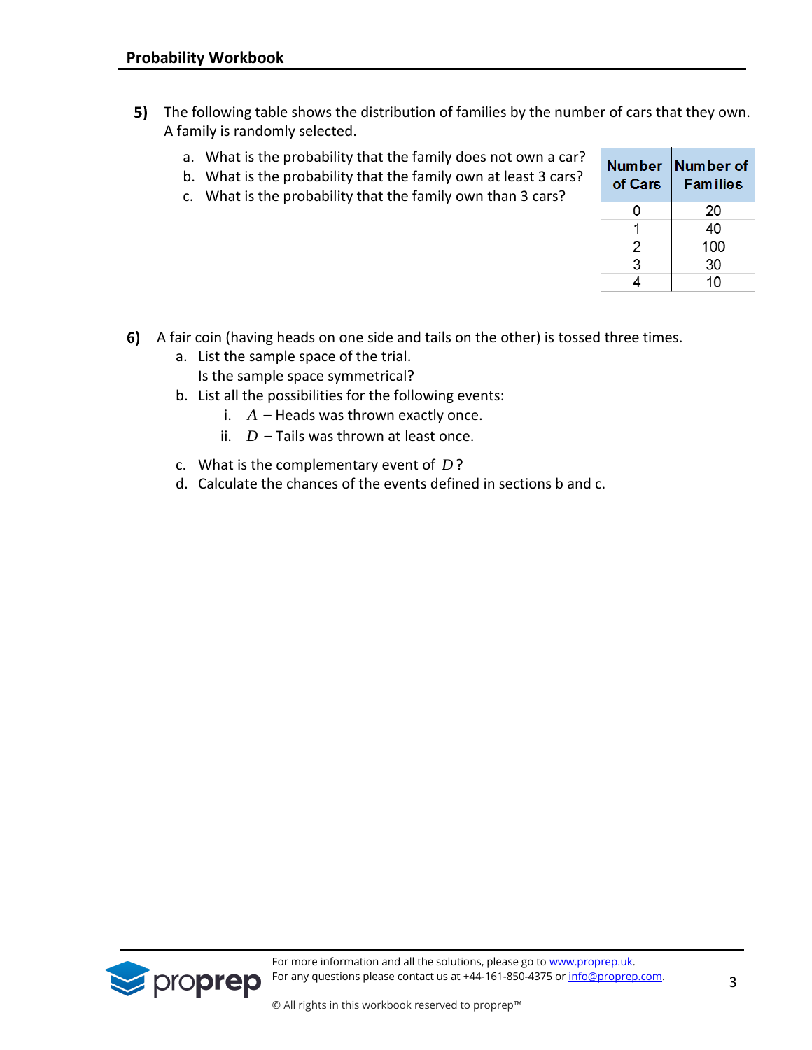**5)** The following table shows the distribution of families by the number of cars that they own. A family is randomly selected.

a. What is the probability that the family does not own a car?
b. What is the probability that the family own at least 3 cars?
c. What is the probability that the family own than 3 cars?

| Number of Cars | Number of Families |
|---|---|
| 0 | 20 |
| 1 | 40 |
| 2 | 100 |
| 3 | 30 |
| 4 | 10 |

**6)** A fair coin (having heads on one side and tails on the other) is tossed three times.

a. List the sample space of the trial.
   Is the sample space symmetrical?
b. List all the possibilities for the following events:
   i. $A$ – Heads was thrown exactly once.
   ii. $D$ – Tails was thrown at least once.
c. What is the complementary event of $D$?
d. Calculate the chances of the events defined in sections b and c.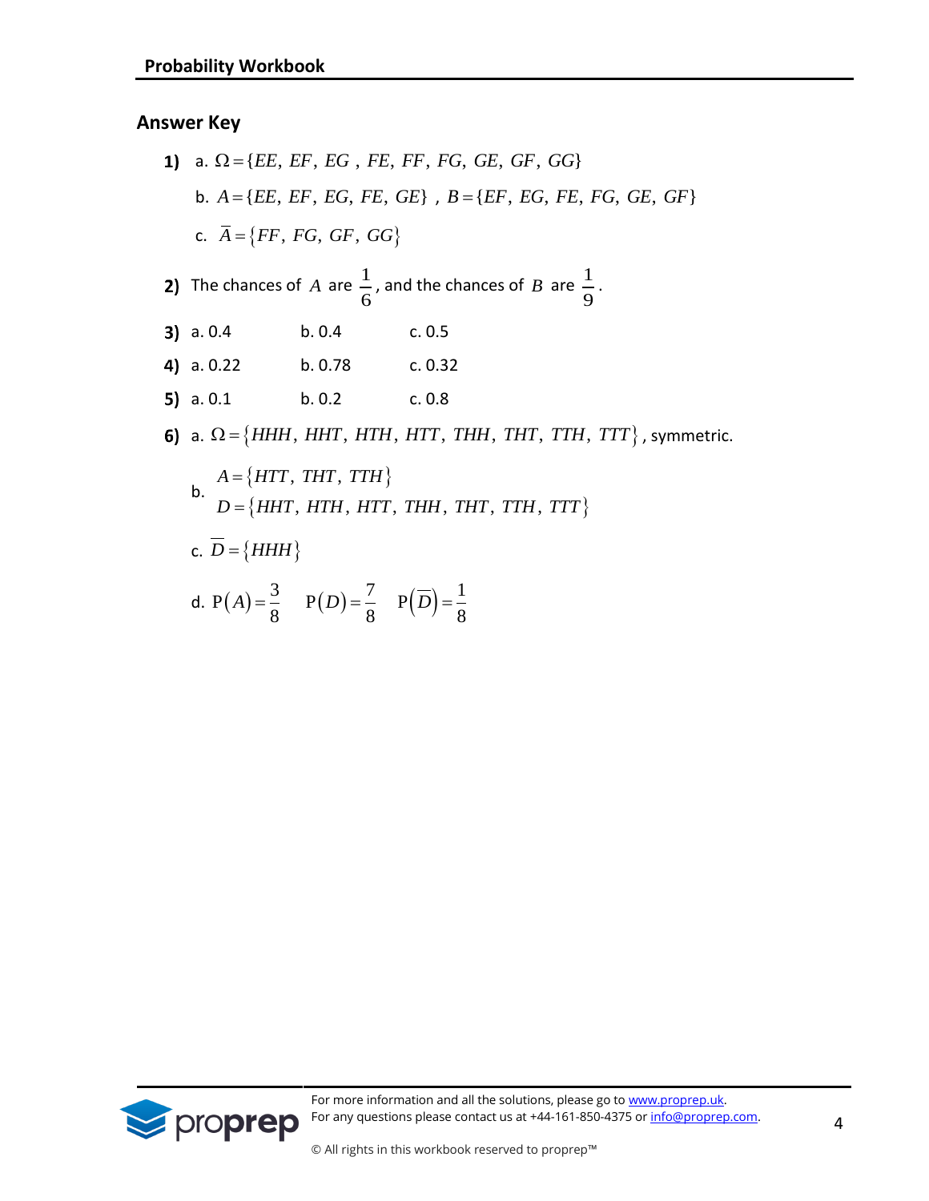## Answer Key

**1)** a. $\Omega = \{EE,\ EF,\ EG\ ,\ FE,\ FF,\ FG,\ GE,\ GF,\ GG\}$

b. $A = \{EE,\ EF,\ EG,\ FE,\ GE\}$ , $B = \{EF,\ EG,\ FE,\ FG,\ GE,\ GF\}$

c. $\overline{A} = \{FF,\ FG,\ GF,\ GG\}$

**2)** The chances of $A$ are $\frac{1}{6}$, and the chances of $B$ are $\frac{1}{9}$.

**3)** a. 0.4 b. 0.4 c. 0.5

**4)** a. 0.22 b. 0.78 c. 0.32

**5)** a. 0.1 b. 0.2 c. 0.8

**6)** a. $\Omega = \{HHH,\ HHT,\ HTH,\ HTT,\ THH,\ THT,\ TTH,\ TTT\}$, symmetric.

b. $A = \{HTT,\ THT,\ TTH\}$
$D = \{HHT,\ HTH,\ HTT,\ THH,\ THT,\ TTH,\ TTT\}$

c. $\overline{D} = \{HHH\}$

d. $\mathrm{P}(A) = \frac{3}{8}$ $\mathrm{P}(D) = \frac{7}{8}$ $\mathrm{P}(\overline{D}) = \frac{1}{8}$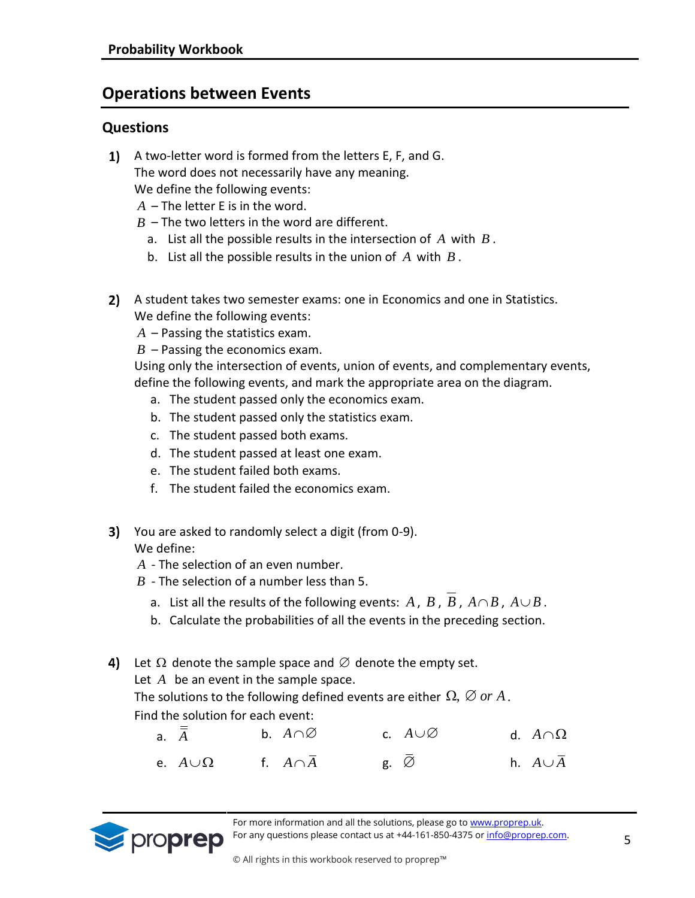## Operations between Events

### Questions

**1)** A two-letter word is formed from the letters E, F, and G.
The word does not necessarily have any meaning.
We define the following events:
$A$ – The letter E is in the word.
$B$ – The two letters in the word are different.

a. List all the possible results in the intersection of $A$ with $B$.
b. List all the possible results in the union of $A$ with $B$.

**2)** A student takes two semester exams: one in Economics and one in Statistics.
We define the following events:
$A$ – Passing the statistics exam.
$B$ – Passing the economics exam.
Using only the intersection of events, union of events, and complementary events, define the following events, and mark the appropriate area on the diagram.

a. The student passed only the economics exam.
b. The student passed only the statistics exam.
c. The student passed both exams.
d. The student passed at least one exam.
e. The student failed both exams.
f. The student failed the economics exam.

**3)** You are asked to randomly select a digit (from 0-9).
We define:
$A$ - The selection of an even number.
$B$ - The selection of a number less than 5.

a. List all the results of the following events: $A$, $B$, $\overline{B}$, $A \cap B$, $A \cup B$.
b. Calculate the probabilities of all the events in the preceding section.

**4)** Let $\Omega$ denote the sample space and $\varnothing$ denote the empty set.
Let $A$ be an event in the sample space.
The solutions to the following defined events are either $\Omega, \varnothing$ *or* $A$.
Find the solution for each event:

a. $\overline{\overline{A}}$ b. $A \cap \varnothing$ c. $A \cup \varnothing$ d. $A \cap \Omega$

e. $A \cup \Omega$ f. $A \cap \overline{A}$ g. $\overline{\varnothing}$ h. $A \cup \overline{A}$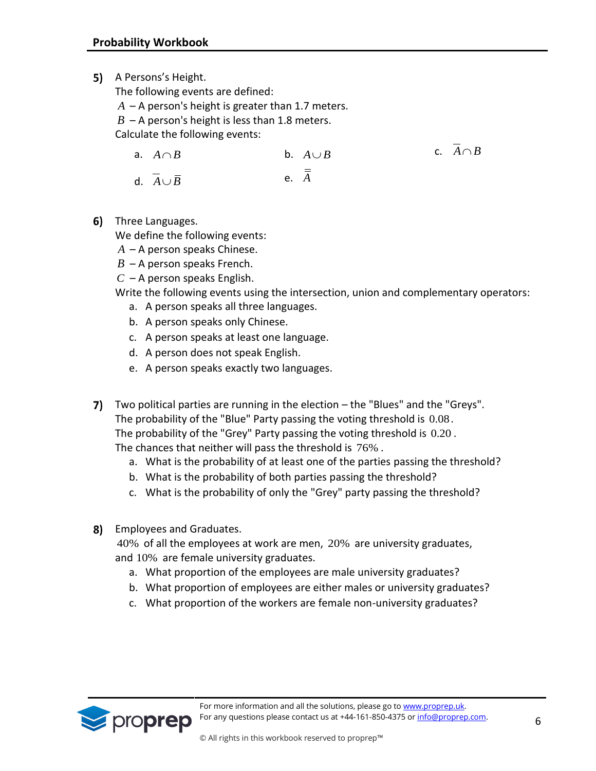**5)** A Persons's Height.

The following events are defined:

$A$ – A person's height is greater than 1.7 meters.

$B$ – A person's height is less than 1.8 meters.

Calculate the following events:

a. $A \cap B$

b. $A \cup B$

c. $\overline{A} \cap B$

d. $\overline{A} \cup \overline{B}$

e. $\overline{\overline{A}}$

**6)** Three Languages.

We define the following events:

$A$ – A person speaks Chinese.

$B$ – A person speaks French.

$C$ – A person speaks English.

Write the following events using the intersection, union and complementary operators:

a. A person speaks all three languages.
b. A person speaks only Chinese.
c. A person speaks at least one language.
d. A person does not speak English.
e. A person speaks exactly two languages.

**7)** Two political parties are running in the election – the "Blues" and the "Greys".

The probability of the "Blue" Party passing the voting threshold is $0.08$.

The probability of the "Grey" Party passing the voting threshold is $0.20$.

The chances that neither will pass the threshold is $76\%$.

a. What is the probability of at least one of the parties passing the threshold?
b. What is the probability of both parties passing the threshold?
c. What is the probability of only the "Grey" party passing the threshold?

**8)** Employees and Graduates.

$40\%$ of all the employees at work are men, $20\%$ are university graduates, and $10\%$ are female university graduates.

a. What proportion of the employees are male university graduates?
b. What proportion of employees are either males or university graduates?
c. What proportion of the workers are female non-university graduates?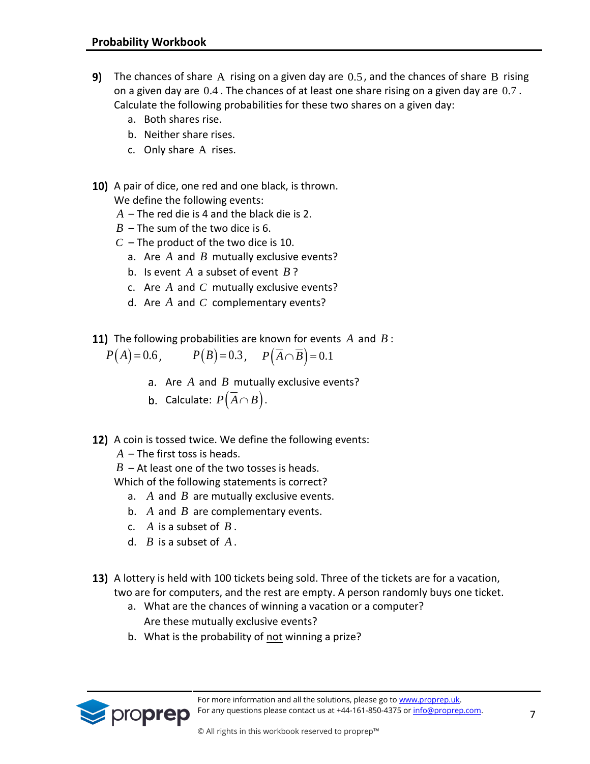**9)** The chances of share $\mathrm{A}$ rising on a given day are $0.5$, and the chances of share $\mathrm{B}$ rising on a given day are $0.4$. The chances of at least one share rising on a given day are $0.7$. Calculate the following probabilities for these two shares on a given day:

a. Both shares rise.

b. Neither share rises.

c. Only share $\mathrm{A}$ rises.

**10)** A pair of dice, one red and one black, is thrown.
We define the following events:

$A$ – The red die is 4 and the black die is 2.

$B$ – The sum of the two dice is 6.

$C$ – The product of the two dice is 10.

a. Are $A$ and $B$ mutually exclusive events?

b. Is event $A$ a subset of event $B$?

c. Are $A$ and $C$ mutually exclusive events?

d. Are $A$ and $C$ complementary events?

**11)** The following probabilities are known for events $A$ and $B$:

$P(A)=0.6$, $\quad P(B)=0.3$, $\quad P(\overline{A}\cap\overline{B})=0.1$

a. Are $A$ and $B$ mutually exclusive events?

b. Calculate: $P(\overline{A}\cap B)$.

**12)** A coin is tossed twice. We define the following events:

$A$ – The first toss is heads.

$B$ – At least one of the two tosses is heads.

Which of the following statements is correct?

a. $A$ and $B$ are mutually exclusive events.

b. $A$ and $B$ are complementary events.

c. $A$ is a subset of $B$.

d. $B$ is a subset of $A$.

**13)** A lottery is held with 100 tickets being sold. Three of the tickets are for a vacation, two are for computers, and the rest are empty. A person randomly buys one ticket.

a. What are the chances of winning a vacation or a computer?
Are these mutually exclusive events?

b. What is the probability of not winning a prize?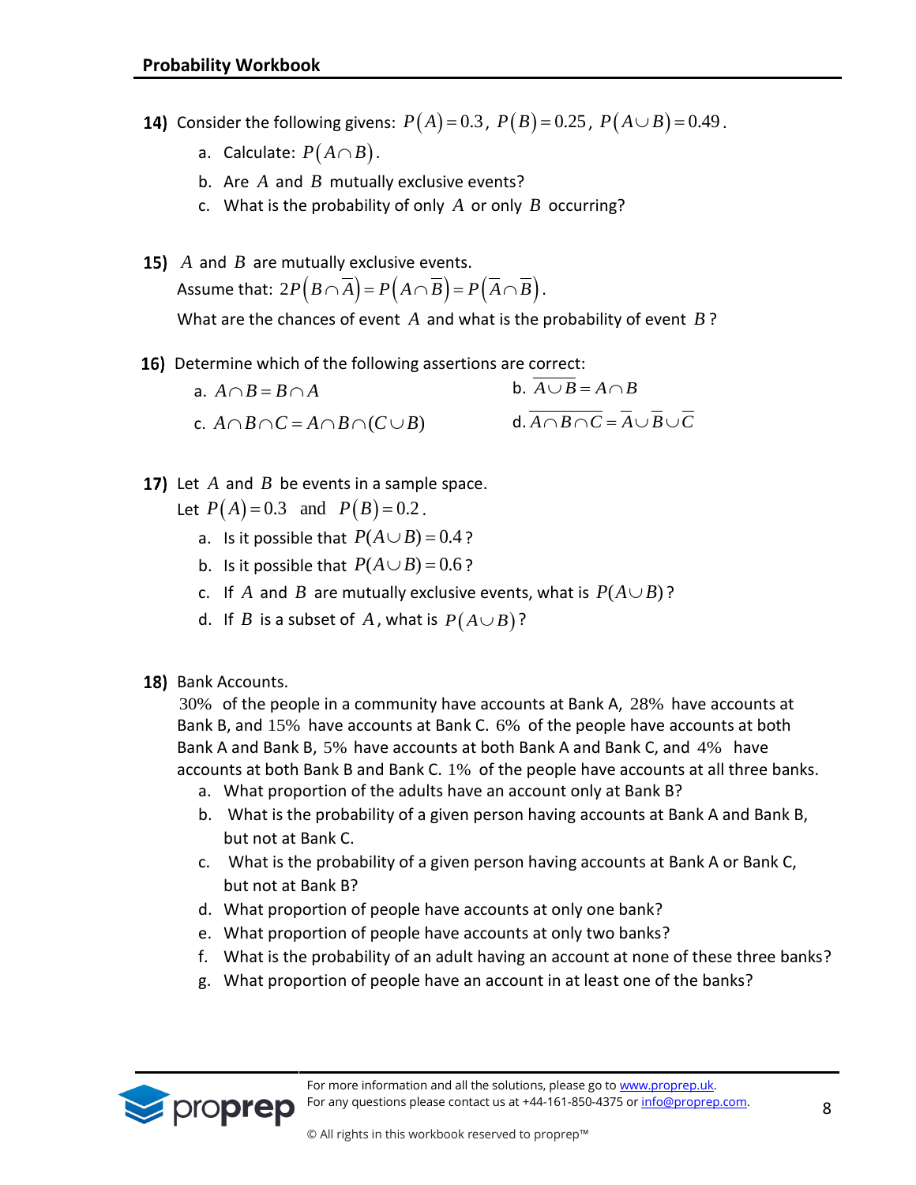**14)** Consider the following givens: $P(A)=0.3$, $P(B)=0.25$, $P(A\cup B)=0.49$.

a. Calculate: $P(A\cap B)$.

b. Are $A$ and $B$ mutually exclusive events?

c. What is the probability of only $A$ or only $B$ occurring?

**15)** $A$ and $B$ are mutually exclusive events.
Assume that: $2P(B\cap\overline{A})=P(A\cap\overline{B})=P(\overline{A}\cap\overline{B})$.
What are the chances of event $A$ and what is the probability of event $B$?

**16)** Determine which of the following assertions are correct:

a. $A\cap B=B\cap A$

b. $\overline{A\cup B}=A\cap B$

c. $A\cap B\cap C=A\cap B\cap(C\cup B)$

d. $\overline{A\cap B\cap C}=\overline{A}\cup\overline{B}\cup\overline{C}$

**17)** Let $A$ and $B$ be events in a sample space.
Let $P(A)=0.3$ and $P(B)=0.2$.

a. Is it possible that $P(A\cup B)=0.4$?

b. Is it possible that $P(A\cup B)=0.6$?

c. If $A$ and $B$ are mutually exclusive events, what is $P(A\cup B)$?

d. If $B$ is a subset of $A$, what is $P(A\cup B)$?

**18)** Bank Accounts.
$30\%$ of the people in a community have accounts at Bank A, $28\%$ have accounts at Bank B, and $15\%$ have accounts at Bank C. $6\%$ of the people have accounts at both Bank A and Bank B, $5\%$ have accounts at both Bank A and Bank C, and $4\%$ have accounts at both Bank B and Bank C. $1\%$ of the people have accounts at all three banks.

a. What proportion of the adults have an account only at Bank B?

b. What is the probability of a given person having accounts at Bank A and Bank B, but not at Bank C.

c. What is the probability of a given person having accounts at Bank A or Bank C, but not at Bank B?

d. What proportion of people have accounts at only one bank?

e. What proportion of people have accounts at only two banks?

f. What is the probability of an adult having an account at none of these three banks?

g. What proportion of people have an account in at least one of the banks?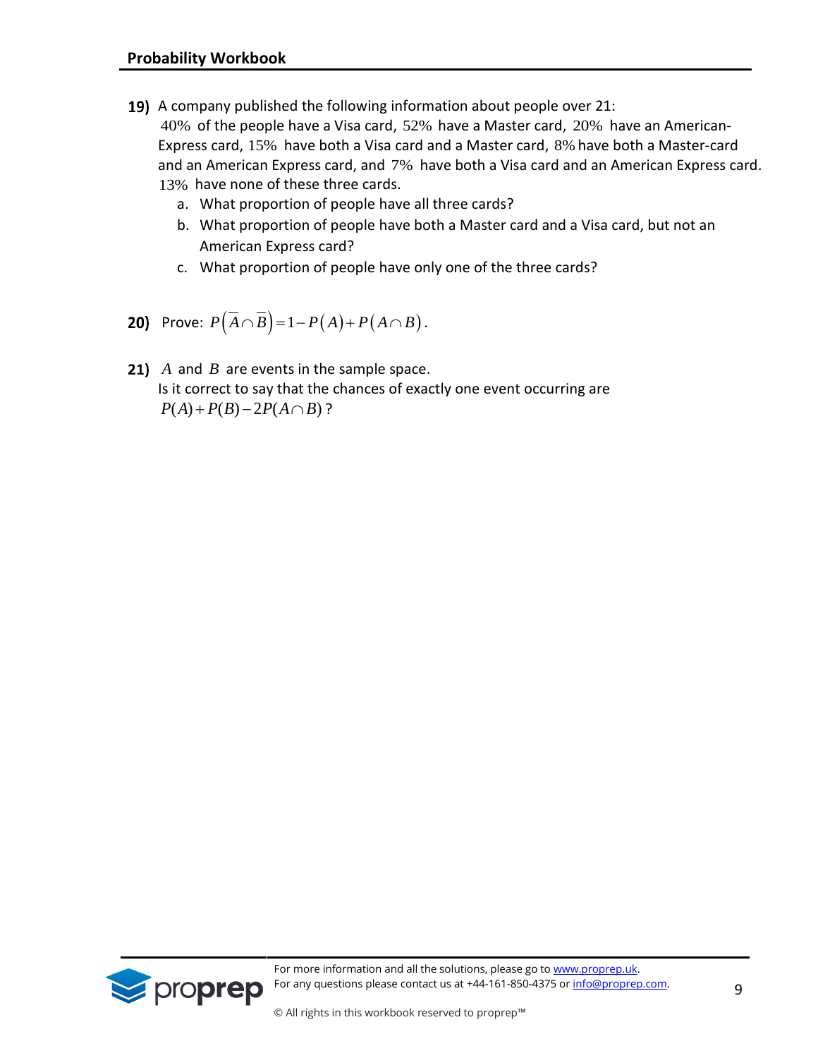**19)** A company published the following information about people over 21:
$40\%$ of the people have a Visa card, $52\%$ have a Master card, $20\%$ have an American-Express card, $15\%$ have both a Visa card and a Master card, $8\%$ have both a Master-card and an American Express card, and $7\%$ have both a Visa card and an American Express card. $13\%$ have none of these three cards.

a. What proportion of people have all three cards?

b. What proportion of people have both a Master card and a Visa card, but not an American Express card?

c. What proportion of people have only one of the three cards?

**20)** Prove: $P\left(\overline{A} \cap \overline{B}\right) = 1 - P\left(A\right) + P\left(A \cap B\right)$.

**21)** $A$ and $B$ are events in the sample space.
Is it correct to say that the chances of exactly one event occurring are $P(A) + P(B) - 2P(A \cap B)$?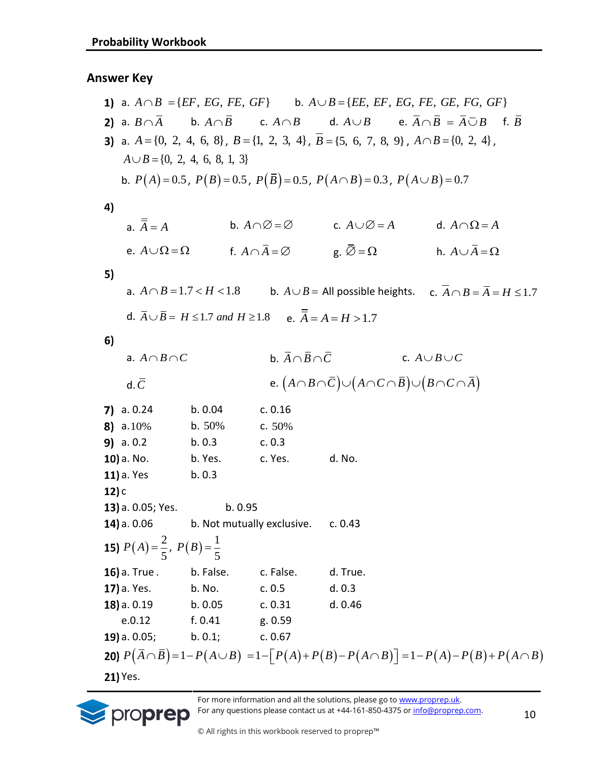## Answer Key

**1)** a. $A \cap B = \{EF, EG, FE, GF\}$  b. $A \cup B = \{EE, EF, EG, FE, GE, FG, GF\}$

**2)** a. $B \cap \overline{A}$  b. $A \cap \overline{B}$  c. $A \cap B$  d. $A \cup B$  e. $\overline{A} \cap \overline{B} = \overline{A \cup B}$  f. $\overline{B}$

**3)** a. $A = \{0, 2, 4, 6, 8\}$, $B = \{1, 2, 3, 4\}$, $\overline{B} = \{5, 6, 7, 8, 9\}$, $A \cap B = \{0, 2, 4\}$, $A \cup B = \{0, 2, 4, 6, 8, 1, 3\}$

b. $P(A) = 0.5$, $P(B) = 0.5$, $P(\overline{B}) = 0.5$, $P(A \cap B) = 0.3$, $P(A \cup B) = 0.7$

**4)**

a. $\overline{\overline{A}} = A$  b. $A \cap \varnothing = \varnothing$  c. $A \cup \varnothing = A$  d. $A \cap \Omega = A$

e. $A \cup \Omega = \Omega$  f. $A \cap \overline{A} = \varnothing$  g. $\overline{\varnothing} = \Omega$  h. $A \cup \overline{A} = \Omega$

**5)**

a. $A \cap B = 1.7 < H < 1.8$  b. $A \cup B =$ All possible heights.  c. $\overline{A} \cap B = \overline{A} = H \leq 1.7$

d. $\overline{A} \cup \overline{B} =$ $H \leq 1.7$ *and* $H \geq 1.8$  e. $\overline{\overline{A}} = A = H > 1.7$

**6)**

a. $A \cap B \cap C$  b. $\overline{A} \cap \overline{B} \cap \overline{C}$  c. $A \cup B \cup C$

d. $\overline{C}$  e. $(A \cap B \cap \overline{C}) \cup (A \cap C \cap \overline{B}) \cup (B \cap C \cap \overline{A})$

**7)** a. 0.24  b. 0.04  c. 0.16

**8)** a. 10%  b. 50%  c. 50%

**9)** a. 0.2  b. 0.3  c. 0.3

**10)** a. No.  b. Yes.  c. Yes.  d. No.

**11)** a. Yes  b. 0.3

**12)** c

**13)** a. 0.05; Yes.  b. 0.95

**14)** a. 0.06  b. Not mutually exclusive.  c. 0.43

**15)** $P(A) = \frac{2}{5}$, $P(B) = \frac{1}{5}$

**16)** a. True .  b. False.  c. False.  d. True.

**17)** a. Yes.  b. No.  c. 0.5  d. 0.3

**18)** a. 0.19  b. 0.05  c. 0.31  d. 0.46  e. 0.12  f. 0.41  g. 0.59

**19)** a. 0.05;  b. 0.1;  c. 0.67

**20)** $P(\overline{A} \cap \overline{B}) = 1 - P(A \cup B) = 1 - [P(A) + P(B) - P(A \cap B)] = 1 - P(A) - P(B) + P(A \cap B)$

**21)** Yes.